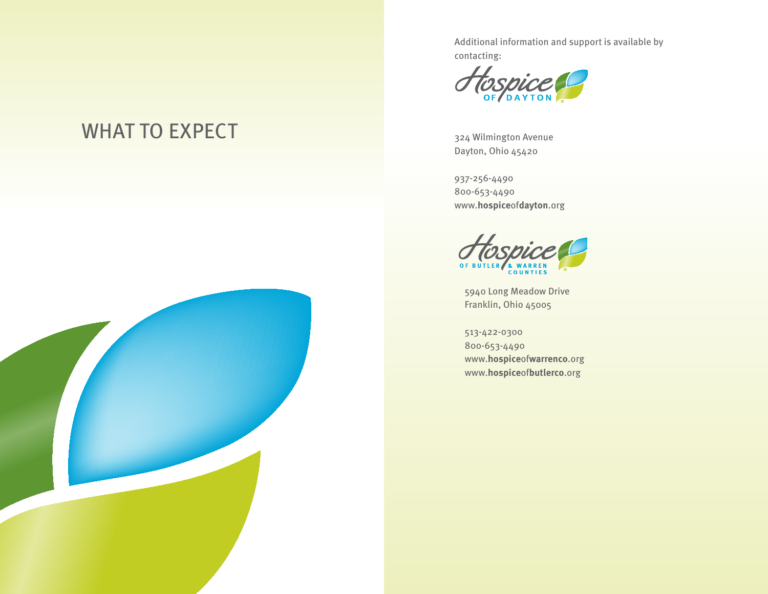# WHAT TO EXPECT

Additional information and support is available by contacting:

**Hospice of Dayton**

324 Wilmington Avenue
Dayton, Ohio 45420

937-256-4490
800-653-4490
www.**hospice**of**dayton**.org

**Hospice of Butler & Warren Counties**

5940 Long Meadow Drive
Franklin, Ohio 45005

513-422-0300
800-653-4490
www.**hospice**of**warrenco**.org
www.**hospice**of**butlerco**.org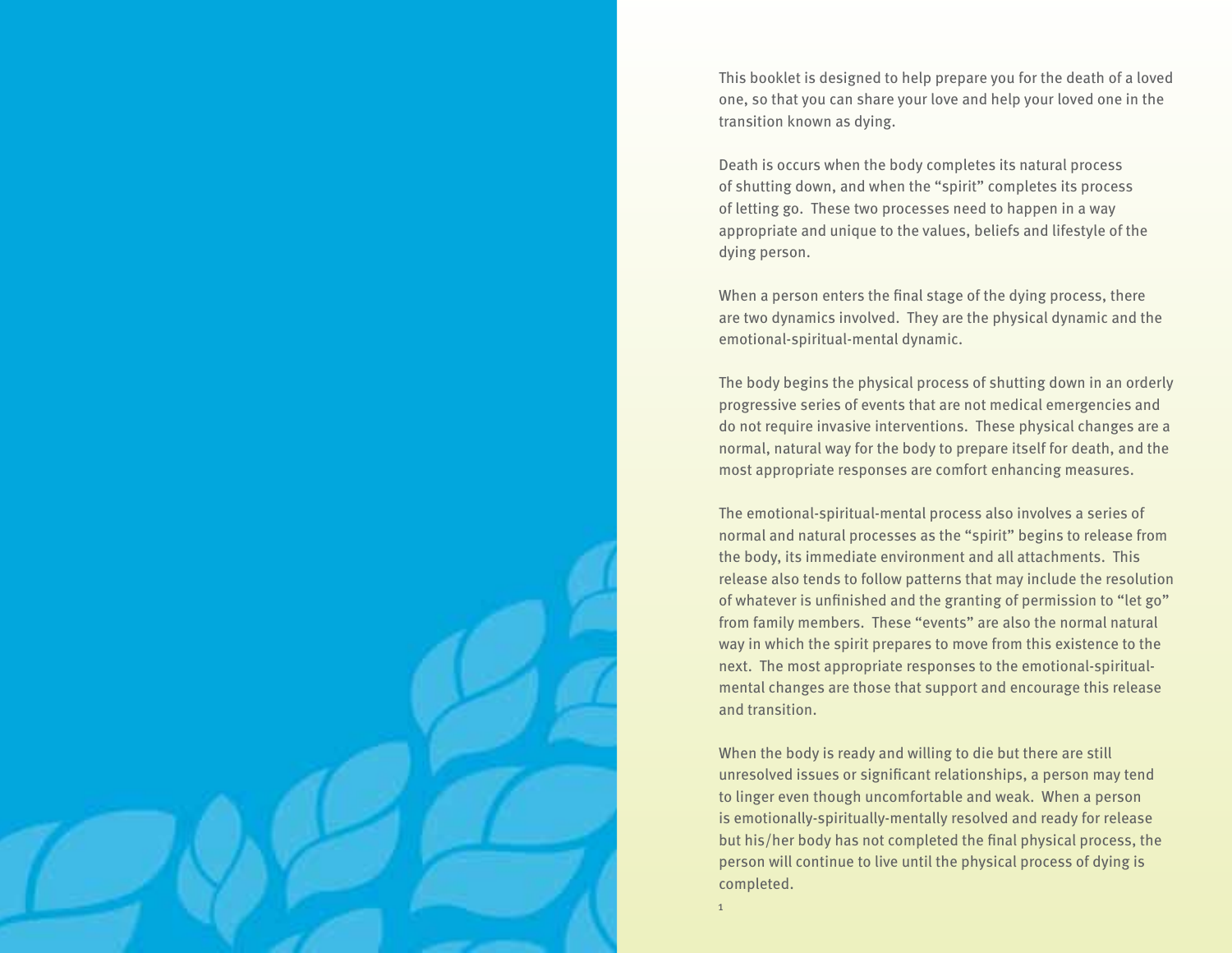This booklet is designed to help prepare you for the death of a loved one, so that you can share your love and help your loved one in the transition known as dying.

Death is occurs when the body completes its natural process of shutting down, and when the "spirit" completes its process of letting go. These two processes need to happen in a way appropriate and unique to the values, beliefs and lifestyle of the dying person.

When a person enters the final stage of the dying process, there are two dynamics involved. They are the physical dynamic and the emotional-spiritual-mental dynamic.

The body begins the physical process of shutting down in an orderly progressive series of events that are not medical emergencies and do not require invasive interventions. These physical changes are a normal, natural way for the body to prepare itself for death, and the most appropriate responses are comfort enhancing measures.

The emotional-spiritual-mental process also involves a series of normal and natural processes as the "spirit" begins to release from the body, its immediate environment and all attachments. This release also tends to follow patterns that may include the resolution of whatever is unfinished and the granting of permission to "let go" from family members. These "events" are also the normal natural way in which the spirit prepares to move from this existence to the next. The most appropriate responses to the emotional-spiritual-mental changes are those that support and encourage this release and transition.

When the body is ready and willing to die but there are still unresolved issues or significant relationships, a person may tend to linger even though uncomfortable and weak. When a person is emotionally-spiritually-mentally resolved and ready for release but his/her body has not completed the final physical process, the person will continue to live until the physical process of dying is completed.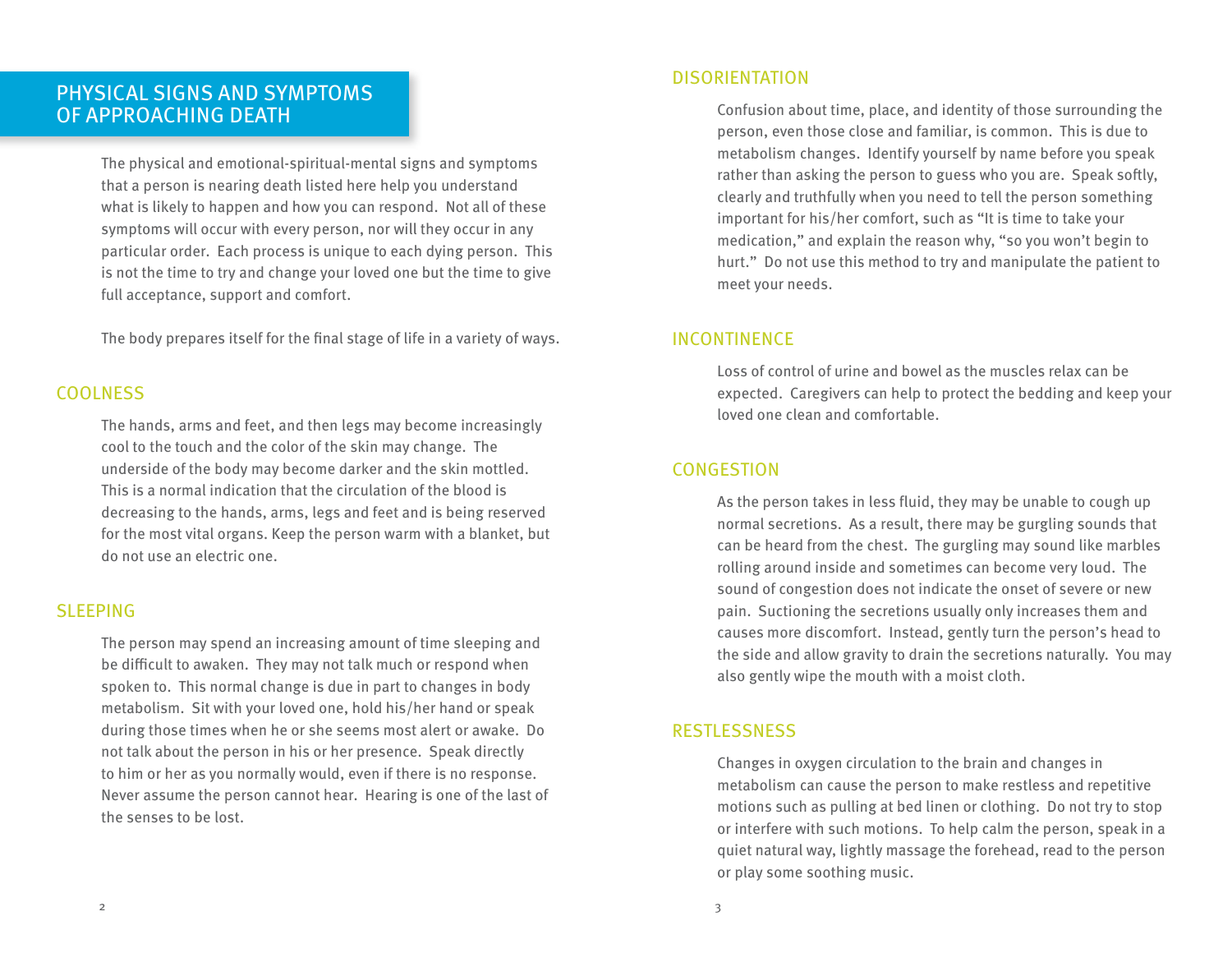# PHYSICAL SIGNS AND SYMPTOMS OF APPROACHING DEATH

The physical and emotional-spiritual-mental signs and symptoms that a person is nearing death listed here help you understand what is likely to happen and how you can respond. Not all of these symptoms will occur with every person, nor will they occur in any particular order. Each process is unique to each dying person. This is not the time to try and change your loved one but the time to give full acceptance, support and comfort.

The body prepares itself for the final stage of life in a variety of ways.

## COOLNESS

The hands, arms and feet, and then legs may become increasingly cool to the touch and the color of the skin may change. The underside of the body may become darker and the skin mottled. This is a normal indication that the circulation of the blood is decreasing to the hands, arms, legs and feet and is being reserved for the most vital organs. Keep the person warm with a blanket, but do not use an electric one.

## SLEEPING

The person may spend an increasing amount of time sleeping and be difficult to awaken. They may not talk much or respond when spoken to. This normal change is due in part to changes in body metabolism. Sit with your loved one, hold his/her hand or speak during those times when he or she seems most alert or awake. Do not talk about the person in his or her presence. Speak directly to him or her as you normally would, even if there is no response. Never assume the person cannot hear. Hearing is one of the last of the senses to be lost.

## DISORIENTATION

Confusion about time, place, and identity of those surrounding the person, even those close and familiar, is common. This is due to metabolism changes. Identify yourself by name before you speak rather than asking the person to guess who you are. Speak softly, clearly and truthfully when you need to tell the person something important for his/her comfort, such as "It is time to take your medication," and explain the reason why, "so you won't begin to hurt." Do not use this method to try and manipulate the patient to meet your needs.

## INCONTINENCE

Loss of control of urine and bowel as the muscles relax can be expected. Caregivers can help to protect the bedding and keep your loved one clean and comfortable.

## CONGESTION

As the person takes in less fluid, they may be unable to cough up normal secretions. As a result, there may be gurgling sounds that can be heard from the chest. The gurgling may sound like marbles rolling around inside and sometimes can become very loud. The sound of congestion does not indicate the onset of severe or new pain. Suctioning the secretions usually only increases them and causes more discomfort. Instead, gently turn the person's head to the side and allow gravity to drain the secretions naturally. You may also gently wipe the mouth with a moist cloth.

## RESTLESSNESS

Changes in oxygen circulation to the brain and changes in metabolism can cause the person to make restless and repetitive motions such as pulling at bed linen or clothing. Do not try to stop or interfere with such motions. To help calm the person, speak in a quiet natural way, lightly massage the forehead, read to the person or play some soothing music.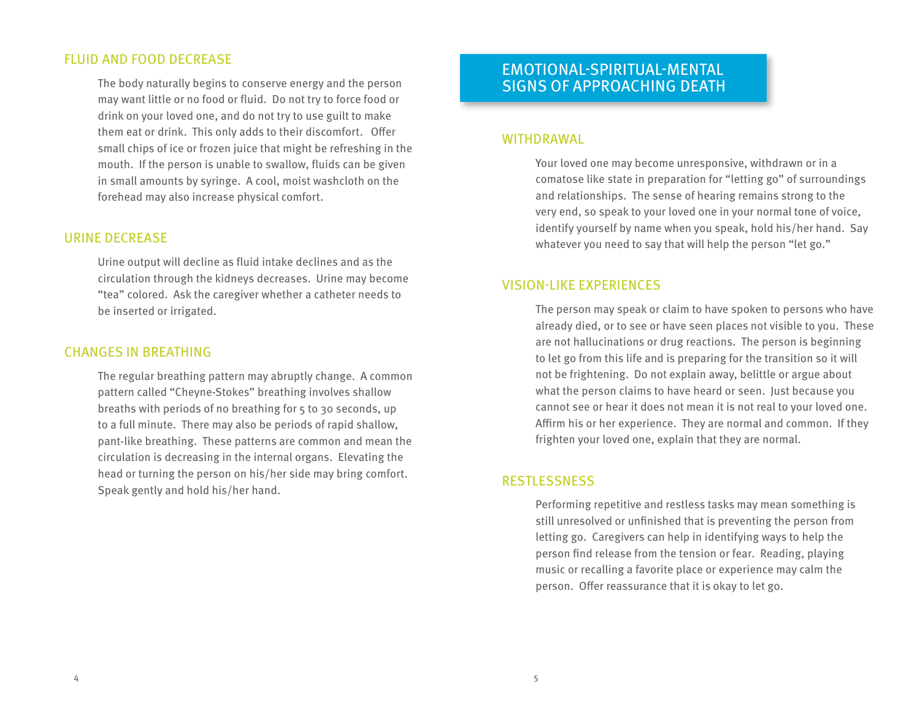## FLUID AND FOOD DECREASE

The body naturally begins to conserve energy and the person may want little or no food or fluid. Do not try to force food or drink on your loved one, and do not try to use guilt to make them eat or drink. This only adds to their discomfort. Offer small chips of ice or frozen juice that might be refreshing in the mouth. If the person is unable to swallow, fluids can be given in small amounts by syringe. A cool, moist washcloth on the forehead may also increase physical comfort.

## URINE DECREASE

Urine output will decline as fluid intake declines and as the circulation through the kidneys decreases. Urine may become "tea" colored. Ask the caregiver whether a catheter needs to be inserted or irrigated.

## CHANGES IN BREATHING

The regular breathing pattern may abruptly change. A common pattern called "Cheyne-Stokes" breathing involves shallow breaths with periods of no breathing for 5 to 30 seconds, up to a full minute. There may also be periods of rapid shallow, pant-like breathing. These patterns are common and mean the circulation is decreasing in the internal organs. Elevating the head or turning the person on his/her side may bring comfort. Speak gently and hold his/her hand.

# EMOTIONAL-SPIRITUAL-MENTAL SIGNS OF APPROACHING DEATH

## WITHDRAWAL

Your loved one may become unresponsive, withdrawn or in a comatose like state in preparation for "letting go" of surroundings and relationships. The sense of hearing remains strong to the very end, so speak to your loved one in your normal tone of voice, identify yourself by name when you speak, hold his/her hand. Say whatever you need to say that will help the person "let go."

## VISION-LIKE EXPERIENCES

The person may speak or claim to have spoken to persons who have already died, or to see or have seen places not visible to you. These are not hallucinations or drug reactions. The person is beginning to let go from this life and is preparing for the transition so it will not be frightening. Do not explain away, belittle or argue about what the person claims to have heard or seen. Just because you cannot see or hear it does not mean it is not real to your loved one. Affirm his or her experience. They are normal and common. If they frighten your loved one, explain that they are normal.

## RESTLESSNESS

Performing repetitive and restless tasks may mean something is still unresolved or unfinished that is preventing the person from letting go. Caregivers can help in identifying ways to help the person find release from the tension or fear. Reading, playing music or recalling a favorite place or experience may calm the person. Offer reassurance that it is okay to let go.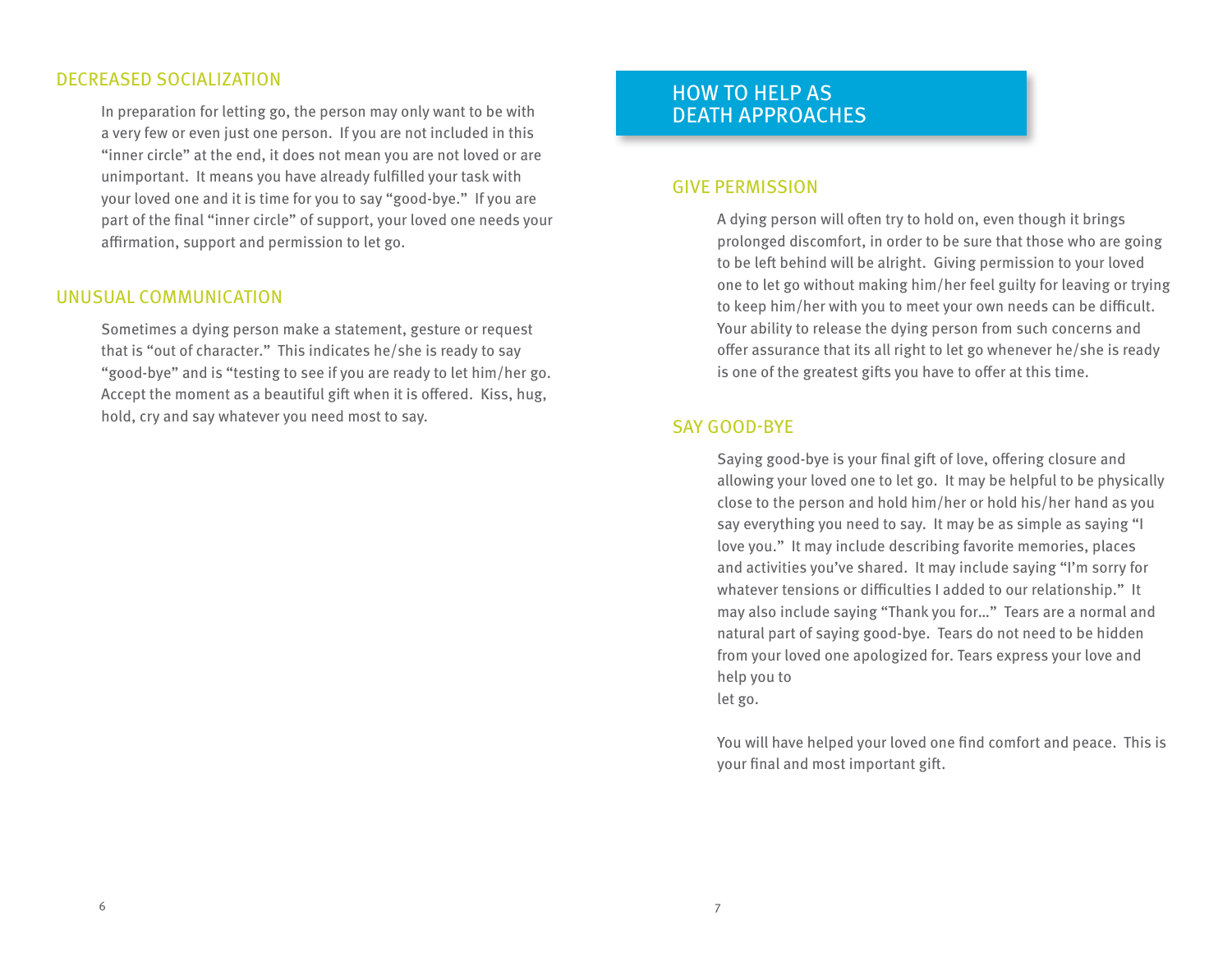## DECREASED SOCIALIZATION

In preparation for letting go, the person may only want to be with a very few or even just one person. If you are not included in this "inner circle" at the end, it does not mean you are not loved or are unimportant. It means you have already fulfilled your task with your loved one and it is time for you to say "good-bye." If you are part of the final "inner circle" of support, your loved one needs your affirmation, support and permission to let go.

## UNUSUAL COMMUNICATION

Sometimes a dying person make a statement, gesture or request that is "out of character." This indicates he/she is ready to say "good-bye" and is "testing to see if you are ready to let him/her go. Accept the moment as a beautiful gift when it is offered. Kiss, hug, hold, cry and say whatever you need most to say.

# HOW TO HELP AS DEATH APPROACHES

## GIVE PERMISSION

A dying person will often try to hold on, even though it brings prolonged discomfort, in order to be sure that those who are going to be left behind will be alright. Giving permission to your loved one to let go without making him/her feel guilty for leaving or trying to keep him/her with you to meet your own needs can be difficult. Your ability to release the dying person from such concerns and offer assurance that its all right to let go whenever he/she is ready is one of the greatest gifts you have to offer at this time.

## SAY GOOD-BYE

Saying good-bye is your final gift of love, offering closure and allowing your loved one to let go. It may be helpful to be physically close to the person and hold him/her or hold his/her hand as you say everything you need to say. It may be as simple as saying "I love you." It may include describing favorite memories, places and activities you've shared. It may include saying "I'm sorry for whatever tensions or difficulties I added to our relationship." It may also include saying "Thank you for…" Tears are a normal and natural part of saying good-bye. Tears do not need to be hidden from your loved one apologized for. Tears express your love and help you to let go.

You will have helped your loved one find comfort and peace. This is your final and most important gift.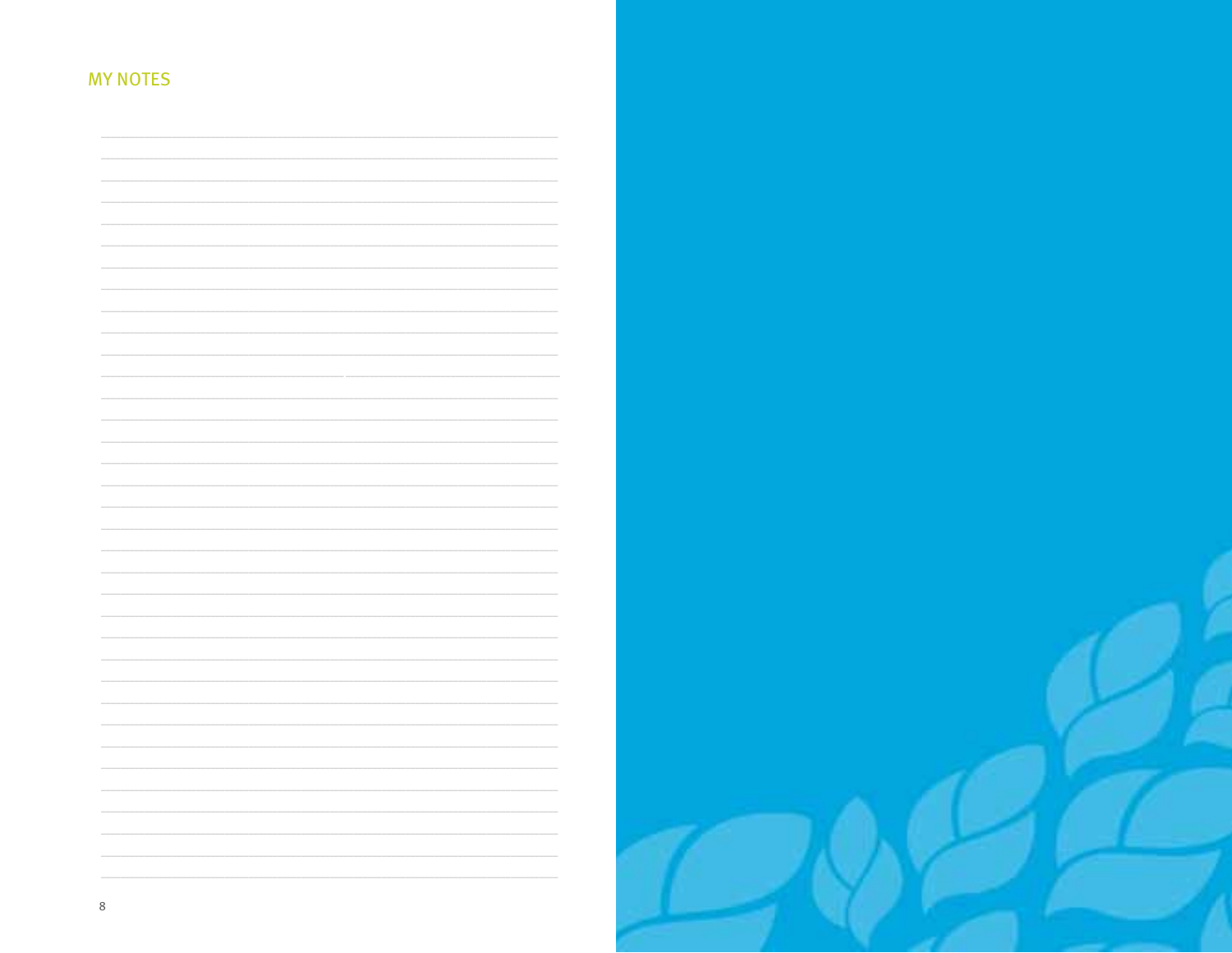## MY NOTES